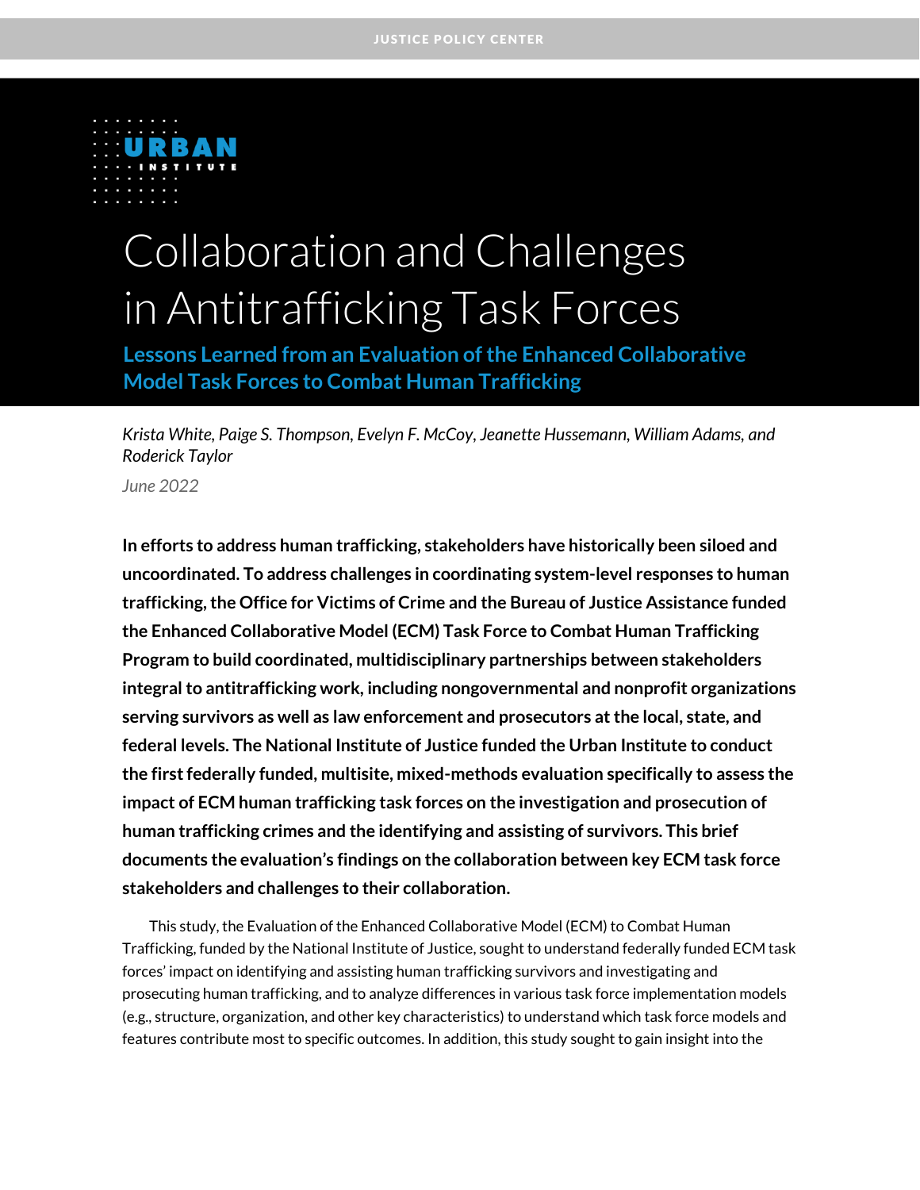JUSTICE POLICY CENTER

URBAN INSTITUTE

# Collaboration and Challenges in Antitrafficking Task Forces

## Lessons Learned from an Evaluation of the Enhanced Collaborative Model Task Forces to Combat Human Trafficking

*Krista White, Paige S. Thompson, Evelyn F. McCoy, Jeanette Hussemann, William Adams, and Roderick Taylor*

*June 2022*

**In efforts to address human trafficking, stakeholders have historically been siloed and uncoordinated. To address challenges in coordinating system-level responses to human trafficking, the Office for Victims of Crime and the Bureau of Justice Assistance funded the Enhanced Collaborative Model (ECM) Task Force to Combat Human Trafficking Program to build coordinated, multidisciplinary partnerships between stakeholders integral to antitrafficking work, including nongovernmental and nonprofit organizations serving survivors as well as law enforcement and prosecutors at the local, state, and federal levels. The National Institute of Justice funded the Urban Institute to conduct the first federally funded, multisite, mixed-methods evaluation specifically to assess the impact of ECM human trafficking task forces on the investigation and prosecution of human trafficking crimes and the identifying and assisting of survivors. This brief documents the evaluation's findings on the collaboration between key ECM task force stakeholders and challenges to their collaboration.**

This study, the Evaluation of the Enhanced Collaborative Model (ECM) to Combat Human Trafficking, funded by the National Institute of Justice, sought to understand federally funded ECM task forces' impact on identifying and assisting human trafficking survivors and investigating and prosecuting human trafficking, and to analyze differences in various task force implementation models (e.g., structure, organization, and other key characteristics) to understand which task force models and features contribute most to specific outcomes. In addition, this study sought to gain insight into the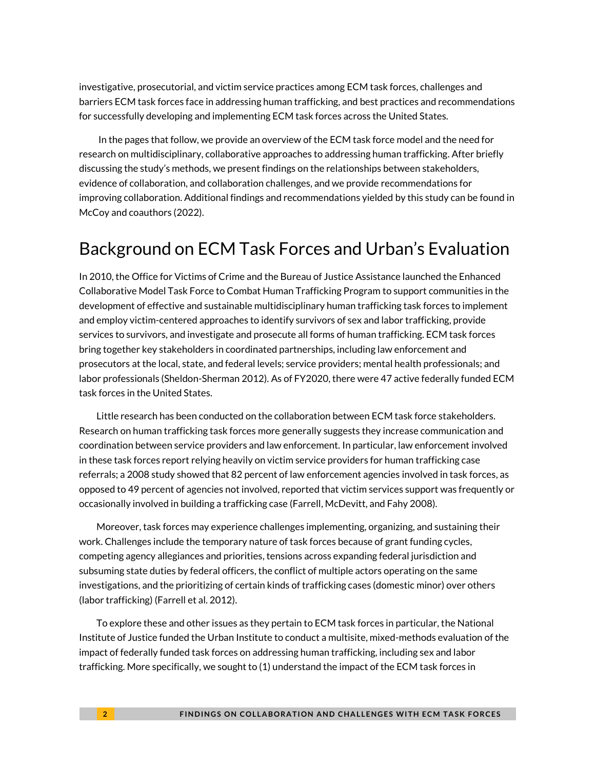investigative, prosecutorial, and victim service practices among ECM task forces, challenges and barriers ECM task forces face in addressing human trafficking, and best practices and recommendations for successfully developing and implementing ECM task forces across the United States.

In the pages that follow, we provide an overview of the ECM task force model and the need for research on multidisciplinary, collaborative approaches to addressing human trafficking. After briefly discussing the study's methods, we present findings on the relationships between stakeholders, evidence of collaboration, and collaboration challenges, and we provide recommendations for improving collaboration. Additional findings and recommendations yielded by this study can be found in McCoy and coauthors (2022).

## Background on ECM Task Forces and Urban's Evaluation

In 2010, the Office for Victims of Crime and the Bureau of Justice Assistance launched the Enhanced Collaborative Model Task Force to Combat Human Trafficking Program to support communities in the development of effective and sustainable multidisciplinary human trafficking task forces to implement and employ victim-centered approaches to identify survivors of sex and labor trafficking, provide services to survivors, and investigate and prosecute all forms of human trafficking. ECM task forces bring together key stakeholders in coordinated partnerships, including law enforcement and prosecutors at the local, state, and federal levels; service providers; mental health professionals; and labor professionals (Sheldon-Sherman 2012). As of FY2020, there were 47 active federally funded ECM task forces in the United States.

Little research has been conducted on the collaboration between ECM task force stakeholders. Research on human trafficking task forces more generally suggests they increase communication and coordination between service providers and law enforcement. In particular, law enforcement involved in these task forces report relying heavily on victim service providers for human trafficking case referrals; a 2008 study showed that 82 percent of law enforcement agencies involved in task forces, as opposed to 49 percent of agencies not involved, reported that victim services support was frequently or occasionally involved in building a trafficking case (Farrell, McDevitt, and Fahy 2008).

Moreover, task forces may experience challenges implementing, organizing, and sustaining their work. Challenges include the temporary nature of task forces because of grant funding cycles, competing agency allegiances and priorities, tensions across expanding federal jurisdiction and subsuming state duties by federal officers, the conflict of multiple actors operating on the same investigations, and the prioritizing of certain kinds of trafficking cases (domestic minor) over others (labor trafficking) (Farrell et al. 2012).

To explore these and other issues as they pertain to ECM task forces in particular, the National Institute of Justice funded the Urban Institute to conduct a multisite, mixed-methods evaluation of the impact of federally funded task forces on addressing human trafficking, including sex and labor trafficking. More specifically, we sought to (1) understand the impact of the ECM task forces in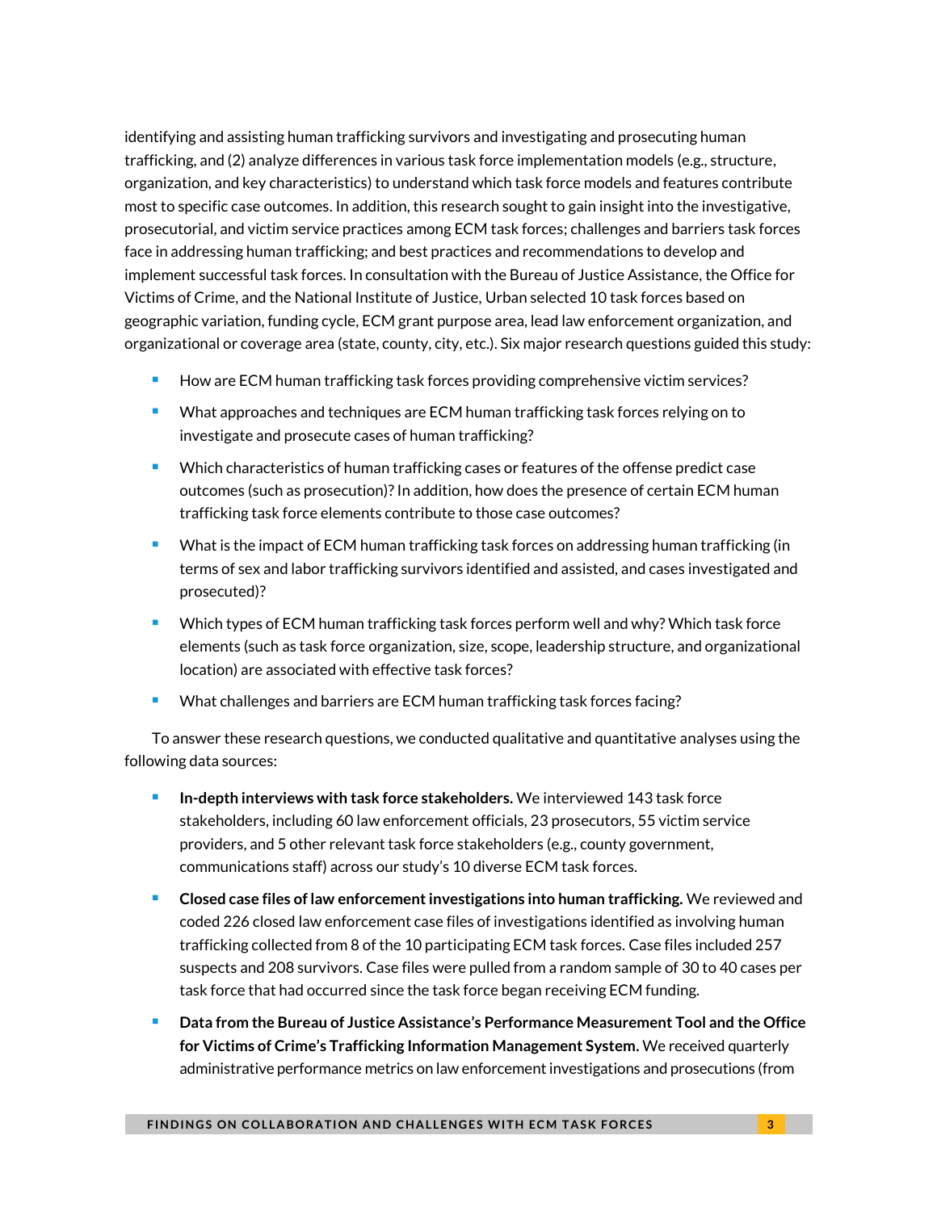identifying and assisting human trafficking survivors and investigating and prosecuting human trafficking, and (2) analyze differences in various task force implementation models (e.g., structure, organization, and key characteristics) to understand which task force models and features contribute most to specific case outcomes. In addition, this research sought to gain insight into the investigative, prosecutorial, and victim service practices among ECM task forces; challenges and barriers task forces face in addressing human trafficking; and best practices and recommendations to develop and implement successful task forces. In consultation with the Bureau of Justice Assistance, the Office for Victims of Crime, and the National Institute of Justice, Urban selected 10 task forces based on geographic variation, funding cycle, ECM grant purpose area, lead law enforcement organization, and organizational or coverage area (state, county, city, etc.). Six major research questions guided this study:

- How are ECM human trafficking task forces providing comprehensive victim services?
- What approaches and techniques are ECM human trafficking task forces relying on to investigate and prosecute cases of human trafficking?
- Which characteristics of human trafficking cases or features of the offense predict case outcomes (such as prosecution)? In addition, how does the presence of certain ECM human trafficking task force elements contribute to those case outcomes?
- What is the impact of ECM human trafficking task forces on addressing human trafficking (in terms of sex and labor trafficking survivors identified and assisted, and cases investigated and prosecuted)?
- Which types of ECM human trafficking task forces perform well and why? Which task force elements (such as task force organization, size, scope, leadership structure, and organizational location) are associated with effective task forces?
- What challenges and barriers are ECM human trafficking task forces facing?

To answer these research questions, we conducted qualitative and quantitative analyses using the following data sources:

- **In-depth interviews with task force stakeholders.** We interviewed 143 task force stakeholders, including 60 law enforcement officials, 23 prosecutors, 55 victim service providers, and 5 other relevant task force stakeholders (e.g., county government, communications staff) across our study's 10 diverse ECM task forces.
- **Closed case files of law enforcement investigations into human trafficking.** We reviewed and coded 226 closed law enforcement case files of investigations identified as involving human trafficking collected from 8 of the 10 participating ECM task forces. Case files included 257 suspects and 208 survivors. Case files were pulled from a random sample of 30 to 40 cases per task force that had occurred since the task force began receiving ECM funding.
- **Data from the Bureau of Justice Assistance's Performance Measurement Tool and the Office for Victims of Crime's Trafficking Information Management System.** We received quarterly administrative performance metrics on law enforcement investigations and prosecutions (from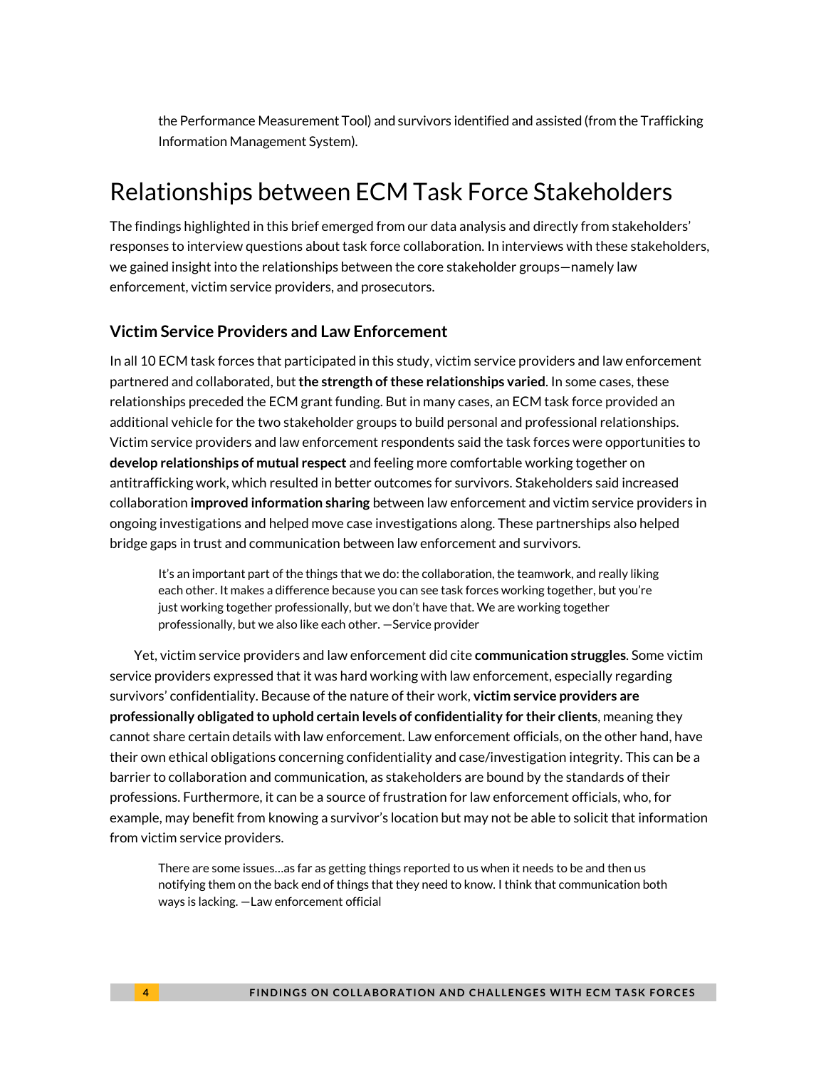the Performance Measurement Tool) and survivors identified and assisted (from the Trafficking Information Management System).

# Relationships between ECM Task Force Stakeholders

The findings highlighted in this brief emerged from our data analysis and directly from stakeholders' responses to interview questions about task force collaboration. In interviews with these stakeholders, we gained insight into the relationships between the core stakeholder groups—namely law enforcement, victim service providers, and prosecutors.

## Victim Service Providers and Law Enforcement

In all 10 ECM task forces that participated in this study, victim service providers and law enforcement partnered and collaborated, but **the strength of these relationships varied**. In some cases, these relationships preceded the ECM grant funding. But in many cases, an ECM task force provided an additional vehicle for the two stakeholder groups to build personal and professional relationships. Victim service providers and law enforcement respondents said the task forces were opportunities to **develop relationships of mutual respect** and feeling more comfortable working together on antitrafficking work, which resulted in better outcomes for survivors. Stakeholders said increased collaboration **improved information sharing** between law enforcement and victim service providers in ongoing investigations and helped move case investigations along. These partnerships also helped bridge gaps in trust and communication between law enforcement and survivors.

> It's an important part of the things that we do: the collaboration, the teamwork, and really liking each other. It makes a difference because you can see task forces working together, but you're just working together professionally, but we don't have that. We are working together professionally, but we also like each other. —Service provider

Yet, victim service providers and law enforcement did cite **communication struggles**. Some victim service providers expressed that it was hard working with law enforcement, especially regarding survivors' confidentiality. Because of the nature of their work, **victim service providers are professionally obligated to uphold certain levels of confidentiality for their clients**, meaning they cannot share certain details with law enforcement. Law enforcement officials, on the other hand, have their own ethical obligations concerning confidentiality and case/investigation integrity. This can be a barrier to collaboration and communication, as stakeholders are bound by the standards of their professions. Furthermore, it can be a source of frustration for law enforcement officials, who, for example, may benefit from knowing a survivor's location but may not be able to solicit that information from victim service providers.

> There are some issues…as far as getting things reported to us when it needs to be and then us notifying them on the back end of things that they need to know. I think that communication both ways is lacking. —Law enforcement official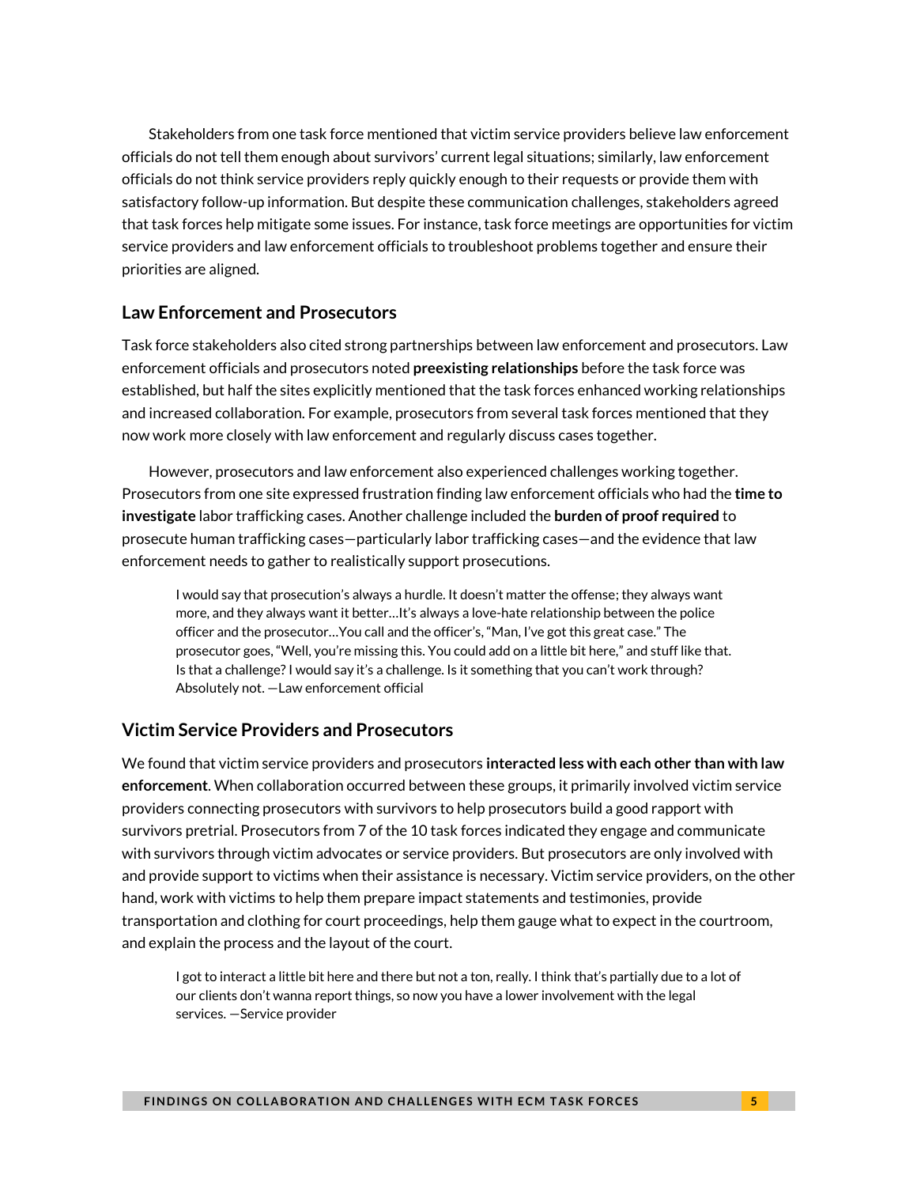Stakeholders from one task force mentioned that victim service providers believe law enforcement officials do not tell them enough about survivors' current legal situations; similarly, law enforcement officials do not think service providers reply quickly enough to their requests or provide them with satisfactory follow-up information. But despite these communication challenges, stakeholders agreed that task forces help mitigate some issues. For instance, task force meetings are opportunities for victim service providers and law enforcement officials to troubleshoot problems together and ensure their priorities are aligned.

## Law Enforcement and Prosecutors

Task force stakeholders also cited strong partnerships between law enforcement and prosecutors. Law enforcement officials and prosecutors noted **preexisting relationships** before the task force was established, but half the sites explicitly mentioned that the task forces enhanced working relationships and increased collaboration. For example, prosecutors from several task forces mentioned that they now work more closely with law enforcement and regularly discuss cases together.

However, prosecutors and law enforcement also experienced challenges working together. Prosecutors from one site expressed frustration finding law enforcement officials who had the **time to investigate** labor trafficking cases. Another challenge included the **burden of proof required** to prosecute human trafficking cases—particularly labor trafficking cases—and the evidence that law enforcement needs to gather to realistically support prosecutions.

> I would say that prosecution's always a hurdle. It doesn't matter the offense; they always want more, and they always want it better…It's always a love-hate relationship between the police officer and the prosecutor…You call and the officer's, "Man, I've got this great case." The prosecutor goes, "Well, you're missing this. You could add on a little bit here," and stuff like that. Is that a challenge? I would say it's a challenge. Is it something that you can't work through? Absolutely not. —Law enforcement official

## Victim Service Providers and Prosecutors

We found that victim service providers and prosecutors **interacted less with each other than with law enforcement**. When collaboration occurred between these groups, it primarily involved victim service providers connecting prosecutors with survivors to help prosecutors build a good rapport with survivors pretrial. Prosecutors from 7 of the 10 task forces indicated they engage and communicate with survivors through victim advocates or service providers. But prosecutors are only involved with and provide support to victims when their assistance is necessary. Victim service providers, on the other hand, work with victims to help them prepare impact statements and testimonies, provide transportation and clothing for court proceedings, help them gauge what to expect in the courtroom, and explain the process and the layout of the court.

> I got to interact a little bit here and there but not a ton, really. I think that's partially due to a lot of our clients don't wanna report things, so now you have a lower involvement with the legal services. —Service provider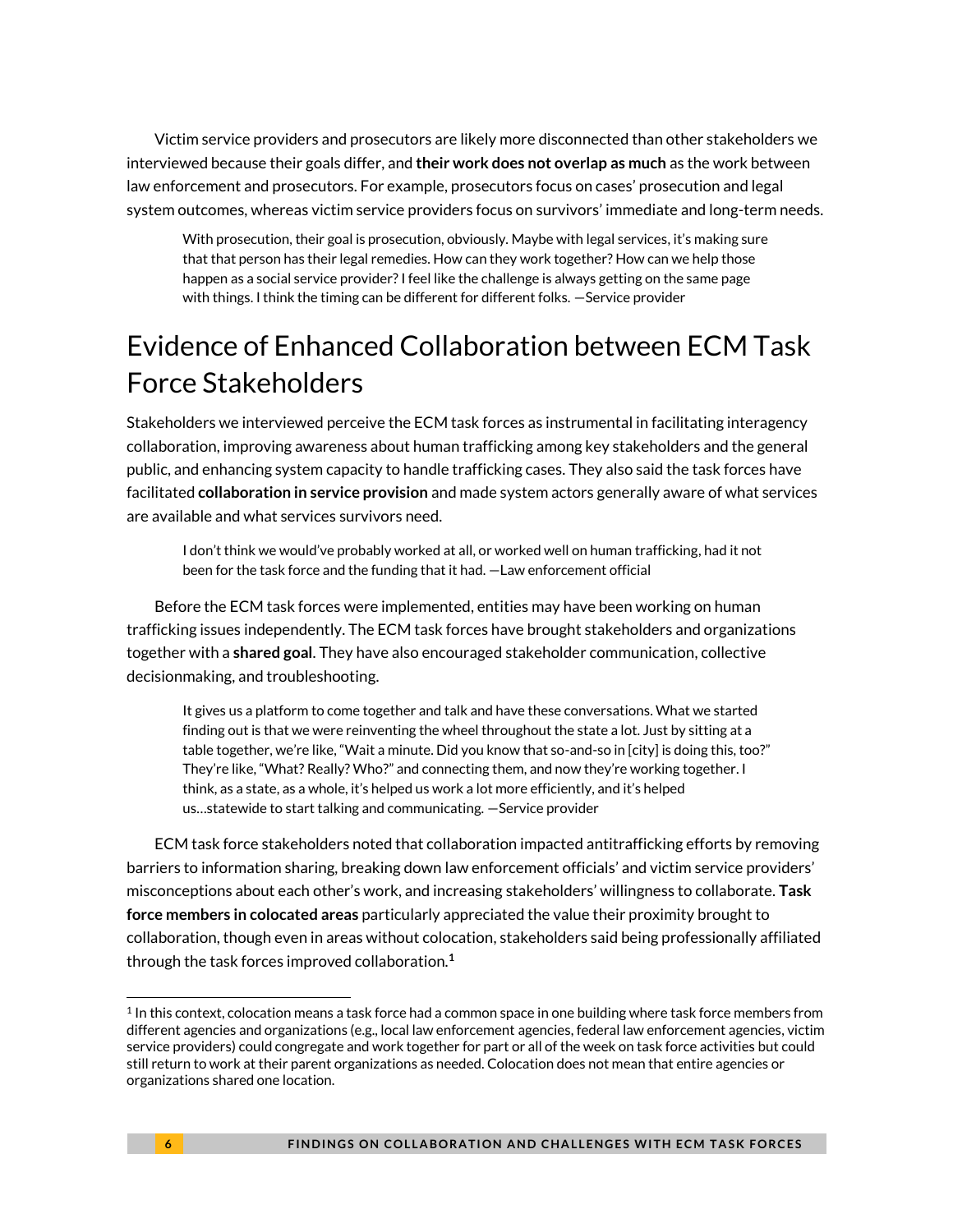Victim service providers and prosecutors are likely more disconnected than other stakeholders we interviewed because their goals differ, and **their work does not overlap as much** as the work between law enforcement and prosecutors. For example, prosecutors focus on cases' prosecution and legal system outcomes, whereas victim service providers focus on survivors' immediate and long-term needs.

> With prosecution, their goal is prosecution, obviously. Maybe with legal services, it's making sure that that person has their legal remedies. How can they work together? How can we help those happen as a social service provider? I feel like the challenge is always getting on the same page with things. I think the timing can be different for different folks. —Service provider

# Evidence of Enhanced Collaboration between ECM Task Force Stakeholders

Stakeholders we interviewed perceive the ECM task forces as instrumental in facilitating interagency collaboration, improving awareness about human trafficking among key stakeholders and the general public, and enhancing system capacity to handle trafficking cases. They also said the task forces have facilitated **collaboration in service provision** and made system actors generally aware of what services are available and what services survivors need.

> I don't think we would've probably worked at all, or worked well on human trafficking, had it not been for the task force and the funding that it had. —Law enforcement official

Before the ECM task forces were implemented, entities may have been working on human trafficking issues independently. The ECM task forces have brought stakeholders and organizations together with a **shared goal**. They have also encouraged stakeholder communication, collective decisionmaking, and troubleshooting.

> It gives us a platform to come together and talk and have these conversations. What we started finding out is that we were reinventing the wheel throughout the state a lot. Just by sitting at a table together, we're like, "Wait a minute. Did you know that so-and-so in [city] is doing this, too?" They're like, "What? Really? Who?" and connecting them, and now they're working together. I think, as a state, as a whole, it's helped us work a lot more efficiently, and it's helped us…statewide to start talking and communicating. —Service provider

ECM task force stakeholders noted that collaboration impacted antitrafficking efforts by removing barriers to information sharing, breaking down law enforcement officials' and victim service providers' misconceptions about each other's work, and increasing stakeholders' willingness to collaborate. **Task force members in colocated areas** particularly appreciated the value their proximity brought to collaboration, though even in areas without colocation, stakeholders said being professionally affiliated through the task forces improved collaboration.[1]

---

[1] In this context, colocation means a task force had a common space in one building where task force members from different agencies and organizations (e.g., local law enforcement agencies, federal law enforcement agencies, victim service providers) could congregate and work together for part or all of the week on task force activities but could still return to work at their parent organizations as needed. Colocation does not mean that entire agencies or organizations shared one location.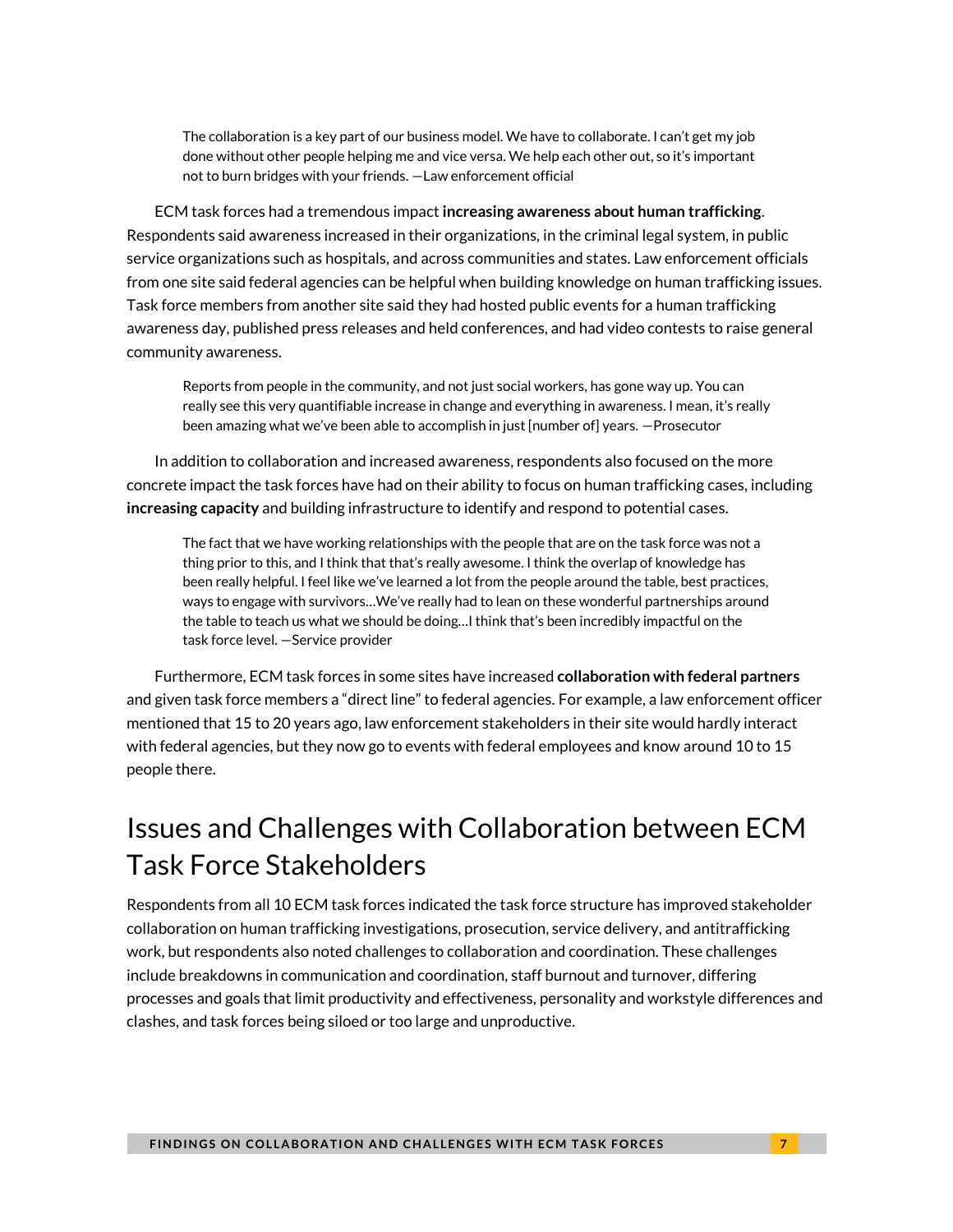> The collaboration is a key part of our business model. We have to collaborate. I can't get my job done without other people helping me and vice versa. We help each other out, so it's important not to burn bridges with your friends. —Law enforcement official

ECM task forces had a tremendous impact **increasing awareness about human trafficking**. Respondents said awareness increased in their organizations, in the criminal legal system, in public service organizations such as hospitals, and across communities and states. Law enforcement officials from one site said federal agencies can be helpful when building knowledge on human trafficking issues. Task force members from another site said they had hosted public events for a human trafficking awareness day, published press releases and held conferences, and had video contests to raise general community awareness.

> Reports from people in the community, and not just social workers, has gone way up. You can really see this very quantifiable increase in change and everything in awareness. I mean, it's really been amazing what we've been able to accomplish in just [number of] years. —Prosecutor

In addition to collaboration and increased awareness, respondents also focused on the more concrete impact the task forces have had on their ability to focus on human trafficking cases, including **increasing capacity** and building infrastructure to identify and respond to potential cases.

> The fact that we have working relationships with the people that are on the task force was not a thing prior to this, and I think that that's really awesome. I think the overlap of knowledge has been really helpful. I feel like we've learned a lot from the people around the table, best practices, ways to engage with survivors…We've really had to lean on these wonderful partnerships around the table to teach us what we should be doing…I think that's been incredibly impactful on the task force level. —Service provider

Furthermore, ECM task forces in some sites have increased **collaboration with federal partners** and given task force members a "direct line" to federal agencies. For example, a law enforcement officer mentioned that 15 to 20 years ago, law enforcement stakeholders in their site would hardly interact with federal agencies, but they now go to events with federal employees and know around 10 to 15 people there.

## Issues and Challenges with Collaboration between ECM Task Force Stakeholders

Respondents from all 10 ECM task forces indicated the task force structure has improved stakeholder collaboration on human trafficking investigations, prosecution, service delivery, and antitrafficking work, but respondents also noted challenges to collaboration and coordination. These challenges include breakdowns in communication and coordination, staff burnout and turnover, differing processes and goals that limit productivity and effectiveness, personality and workstyle differences and clashes, and task forces being siloed or too large and unproductive.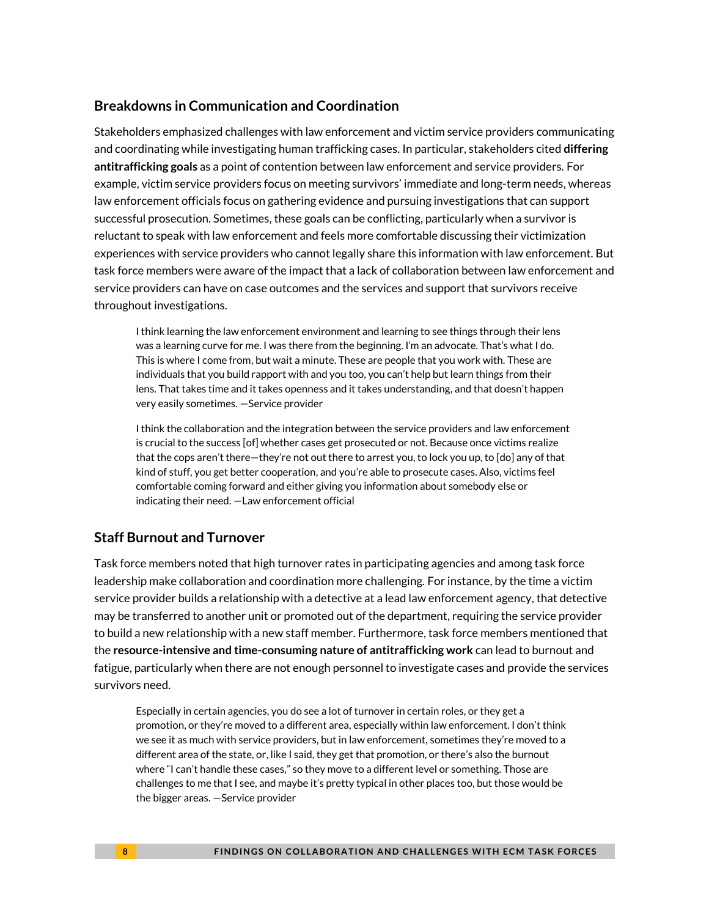## Breakdowns in Communication and Coordination

Stakeholders emphasized challenges with law enforcement and victim service providers communicating and coordinating while investigating human trafficking cases. In particular, stakeholders cited **differing antitrafficking goals** as a point of contention between law enforcement and service providers. For example, victim service providers focus on meeting survivors' immediate and long-term needs, whereas law enforcement officials focus on gathering evidence and pursuing investigations that can support successful prosecution. Sometimes, these goals can be conflicting, particularly when a survivor is reluctant to speak with law enforcement and feels more comfortable discussing their victimization experiences with service providers who cannot legally share this information with law enforcement. But task force members were aware of the impact that a lack of collaboration between law enforcement and service providers can have on case outcomes and the services and support that survivors receive throughout investigations.

> I think learning the law enforcement environment and learning to see things through their lens was a learning curve for me. I was there from the beginning. I'm an advocate. That's what I do. This is where I come from, but wait a minute. These are people that you work with. These are individuals that you build rapport with and you too, you can't help but learn things from their lens. That takes time and it takes openness and it takes understanding, and that doesn't happen very easily sometimes. —Service provider

> I think the collaboration and the integration between the service providers and law enforcement is crucial to the success [of] whether cases get prosecuted or not. Because once victims realize that the cops aren't there—they're not out there to arrest you, to lock you up, to [do] any of that kind of stuff, you get better cooperation, and you're able to prosecute cases. Also, victims feel comfortable coming forward and either giving you information about somebody else or indicating their need. —Law enforcement official

## Staff Burnout and Turnover

Task force members noted that high turnover rates in participating agencies and among task force leadership make collaboration and coordination more challenging. For instance, by the time a victim service provider builds a relationship with a detective at a lead law enforcement agency, that detective may be transferred to another unit or promoted out of the department, requiring the service provider to build a new relationship with a new staff member. Furthermore, task force members mentioned that the **resource-intensive and time-consuming nature of antitrafficking work** can lead to burnout and fatigue, particularly when there are not enough personnel to investigate cases and provide the services survivors need.

> Especially in certain agencies, you do see a lot of turnover in certain roles, or they get a promotion, or they're moved to a different area, especially within law enforcement. I don't think we see it as much with service providers, but in law enforcement, sometimes they're moved to a different area of the state, or, like I said, they get that promotion, or there's also the burnout where "I can't handle these cases," so they move to a different level or something. Those are challenges to me that I see, and maybe it's pretty typical in other places too, but those would be the bigger areas. —Service provider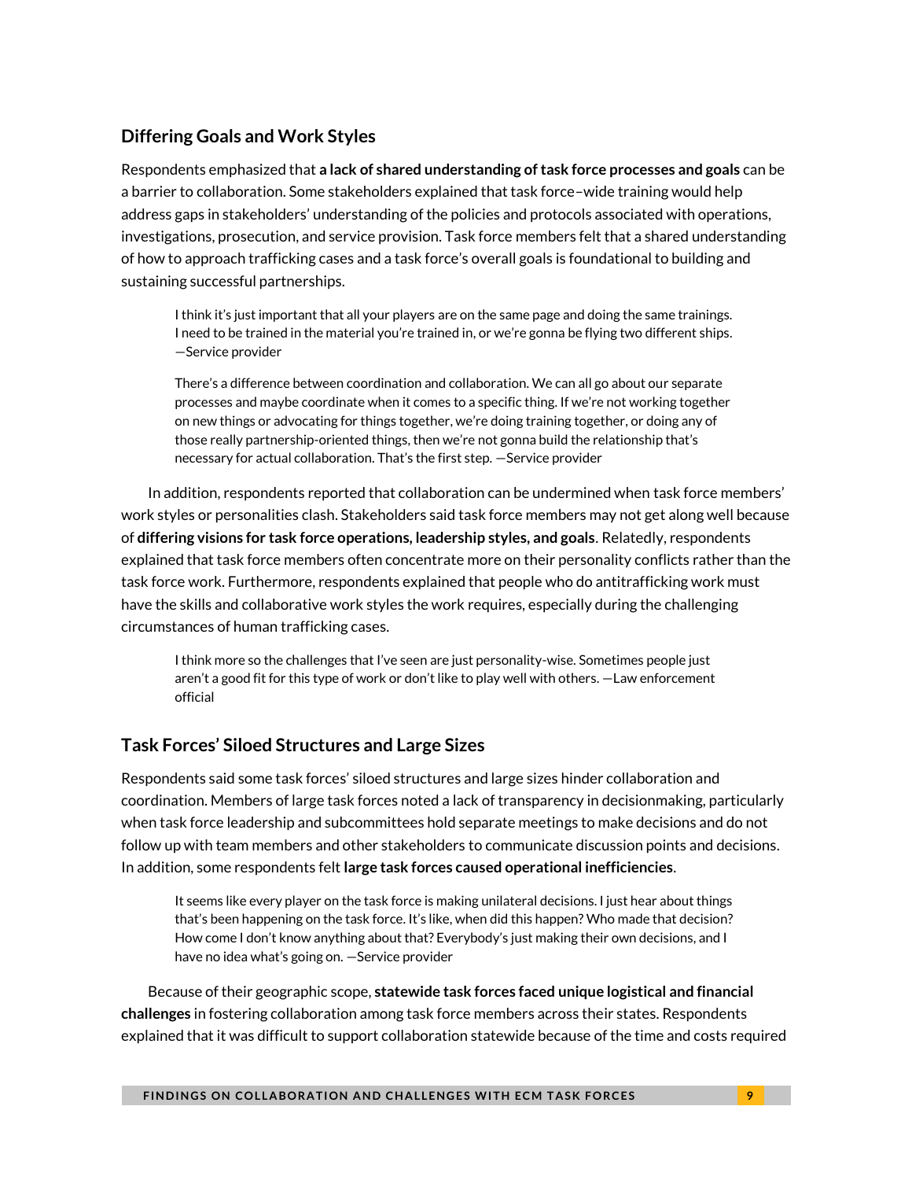## Differing Goals and Work Styles

Respondents emphasized that **a lack of shared understanding of task force processes and goals** can be a barrier to collaboration. Some stakeholders explained that task force–wide training would help address gaps in stakeholders' understanding of the policies and protocols associated with operations, investigations, prosecution, and service provision. Task force members felt that a shared understanding of how to approach trafficking cases and a task force's overall goals is foundational to building and sustaining successful partnerships.

> I think it's just important that all your players are on the same page and doing the same trainings. I need to be trained in the material you're trained in, or we're gonna be flying two different ships. —Service provider

> There's a difference between coordination and collaboration. We can all go about our separate processes and maybe coordinate when it comes to a specific thing. If we're not working together on new things or advocating for things together, we're doing training together, or doing any of those really partnership-oriented things, then we're not gonna build the relationship that's necessary for actual collaboration. That's the first step. —Service provider

In addition, respondents reported that collaboration can be undermined when task force members' work styles or personalities clash. Stakeholders said task force members may not get along well because of **differing visions for task force operations, leadership styles, and goals**. Relatedly, respondents explained that task force members often concentrate more on their personality conflicts rather than the task force work. Furthermore, respondents explained that people who do antitrafficking work must have the skills and collaborative work styles the work requires, especially during the challenging circumstances of human trafficking cases.

> I think more so the challenges that I've seen are just personality-wise. Sometimes people just aren't a good fit for this type of work or don't like to play well with others. —Law enforcement official

## Task Forces' Siloed Structures and Large Sizes

Respondents said some task forces' siloed structures and large sizes hinder collaboration and coordination. Members of large task forces noted a lack of transparency in decisionmaking, particularly when task force leadership and subcommittees hold separate meetings to make decisions and do not follow up with team members and other stakeholders to communicate discussion points and decisions. In addition, some respondents felt **large task forces caused operational inefficiencies**.

> It seems like every player on the task force is making unilateral decisions. I just hear about things that's been happening on the task force. It's like, when did this happen? Who made that decision? How come I don't know anything about that? Everybody's just making their own decisions, and I have no idea what's going on. —Service provider

Because of their geographic scope, **statewide task forces faced unique logistical and financial challenges** in fostering collaboration among task force members across their states. Respondents explained that it was difficult to support collaboration statewide because of the time and costs required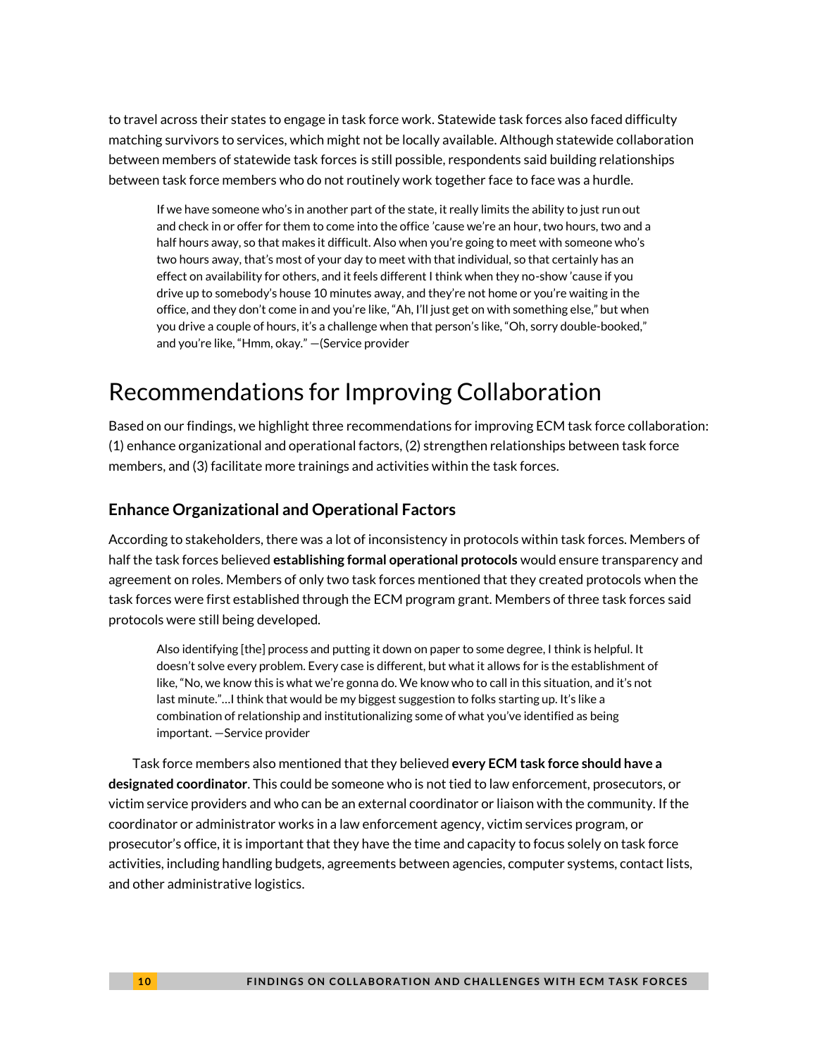to travel across their states to engage in task force work. Statewide task forces also faced difficulty matching survivors to services, which might not be locally available. Although statewide collaboration between members of statewide task forces is still possible, respondents said building relationships between task force members who do not routinely work together face to face was a hurdle.

> If we have someone who's in another part of the state, it really limits the ability to just run out and check in or offer for them to come into the office 'cause we're an hour, two hours, two and a half hours away, so that makes it difficult. Also when you're going to meet with someone who's two hours away, that's most of your day to meet with that individual, so that certainly has an effect on availability for others, and it feels different I think when they no-show 'cause if you drive up to somebody's house 10 minutes away, and they're not home or you're waiting in the office, and they don't come in and you're like, "Ah, I'll just get on with something else," but when you drive a couple of hours, it's a challenge when that person's like, "Oh, sorry double-booked," and you're like, "Hmm, okay." —(Service provider

# Recommendations for Improving Collaboration

Based on our findings, we highlight three recommendations for improving ECM task force collaboration: (1) enhance organizational and operational factors, (2) strengthen relationships between task force members, and (3) facilitate more trainings and activities within the task forces.

## Enhance Organizational and Operational Factors

According to stakeholders, there was a lot of inconsistency in protocols within task forces. Members of half the task forces believed **establishing formal operational protocols** would ensure transparency and agreement on roles. Members of only two task forces mentioned that they created protocols when the task forces were first established through the ECM program grant. Members of three task forces said protocols were still being developed.

> Also identifying [the] process and putting it down on paper to some degree, I think is helpful. It doesn't solve every problem. Every case is different, but what it allows for is the establishment of like, "No, we know this is what we're gonna do. We know who to call in this situation, and it's not last minute."…I think that would be my biggest suggestion to folks starting up. It's like a combination of relationship and institutionalizing some of what you've identified as being important. —Service provider

Task force members also mentioned that they believed **every ECM task force should have a designated coordinator**. This could be someone who is not tied to law enforcement, prosecutors, or victim service providers and who can be an external coordinator or liaison with the community. If the coordinator or administrator works in a law enforcement agency, victim services program, or prosecutor's office, it is important that they have the time and capacity to focus solely on task force activities, including handling budgets, agreements between agencies, computer systems, contact lists, and other administrative logistics.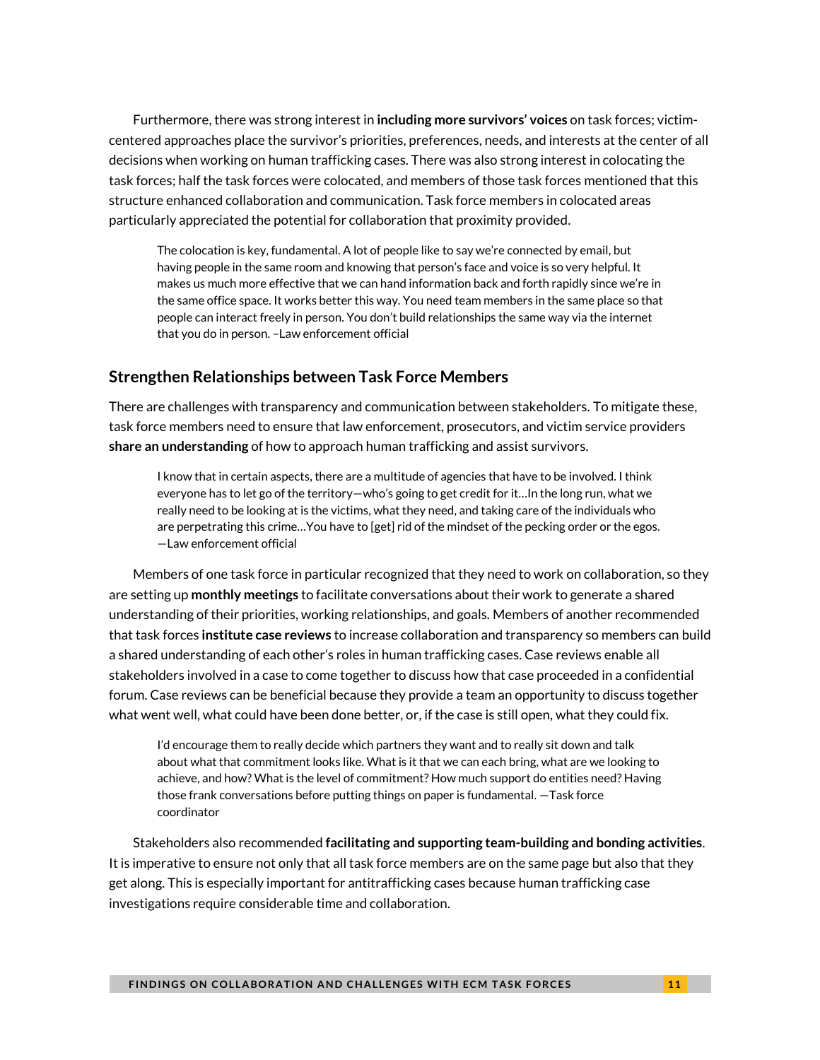Furthermore, there was strong interest in **including more survivors' voices** on task forces; victim-centered approaches place the survivor's priorities, preferences, needs, and interests at the center of all decisions when working on human trafficking cases. There was also strong interest in colocating the task forces; half the task forces were colocated, and members of those task forces mentioned that this structure enhanced collaboration and communication. Task force members in colocated areas particularly appreciated the potential for collaboration that proximity provided.

> The colocation is key, fundamental. A lot of people like to say we're connected by email, but having people in the same room and knowing that person's face and voice is so very helpful. It makes us much more effective that we can hand information back and forth rapidly since we're in the same office space. It works better this way. You need team members in the same place so that people can interact freely in person. You don't build relationships the same way via the internet that you do in person. –Law enforcement official

## Strengthen Relationships between Task Force Members

There are challenges with transparency and communication between stakeholders. To mitigate these, task force members need to ensure that law enforcement, prosecutors, and victim service providers **share an understanding** of how to approach human trafficking and assist survivors.

> I know that in certain aspects, there are a multitude of agencies that have to be involved. I think everyone has to let go of the territory—who's going to get credit for it…In the long run, what we really need to be looking at is the victims, what they need, and taking care of the individuals who are perpetrating this crime…You have to [get] rid of the mindset of the pecking order or the egos. —Law enforcement official

Members of one task force in particular recognized that they need to work on collaboration, so they are setting up **monthly meetings** to facilitate conversations about their work to generate a shared understanding of their priorities, working relationships, and goals. Members of another recommended that task forces **institute case reviews** to increase collaboration and transparency so members can build a shared understanding of each other's roles in human trafficking cases. Case reviews enable all stakeholders involved in a case to come together to discuss how that case proceeded in a confidential forum. Case reviews can be beneficial because they provide a team an opportunity to discuss together what went well, what could have been done better, or, if the case is still open, what they could fix.

> I'd encourage them to really decide which partners they want and to really sit down and talk about what that commitment looks like. What is it that we can each bring, what are we looking to achieve, and how? What is the level of commitment? How much support do entities need? Having those frank conversations before putting things on paper is fundamental. —Task force coordinator

Stakeholders also recommended **facilitating and supporting team-building and bonding activities**. It is imperative to ensure not only that all task force members are on the same page but also that they get along. This is especially important for antitrafficking cases because human trafficking case investigations require considerable time and collaboration.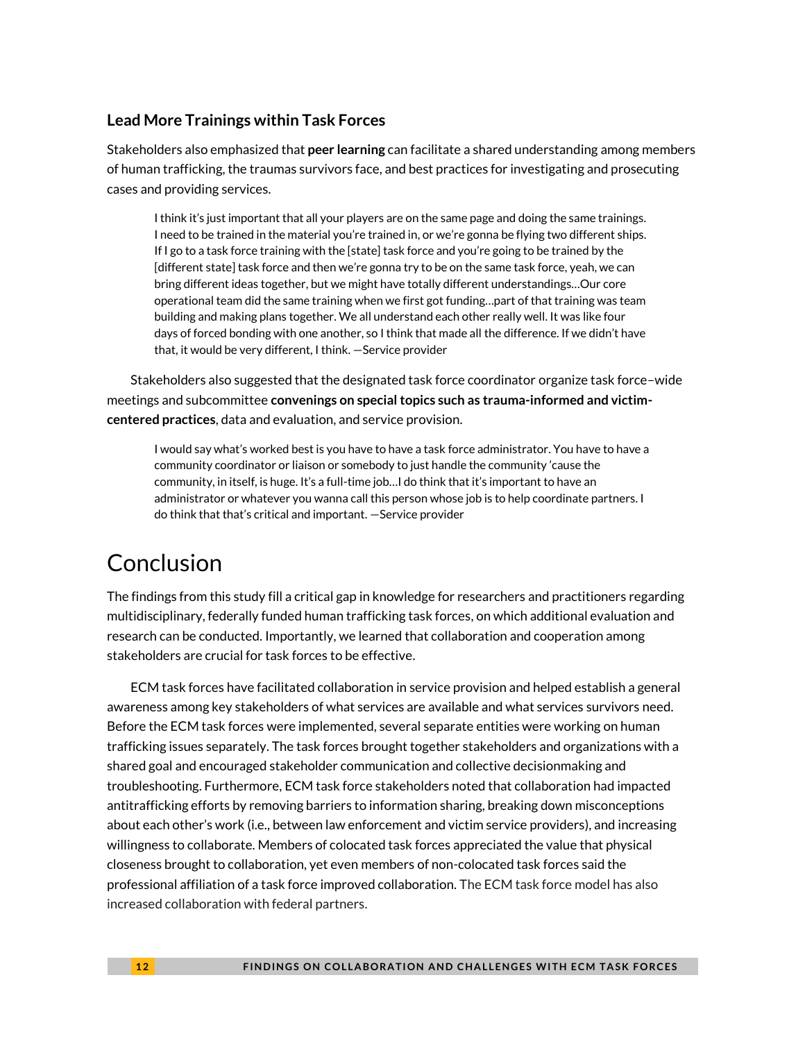### Lead More Trainings within Task Forces

Stakeholders also emphasized that **peer learning** can facilitate a shared understanding among members of human trafficking, the traumas survivors face, and best practices for investigating and prosecuting cases and providing services.

> I think it's just important that all your players are on the same page and doing the same trainings. I need to be trained in the material you're trained in, or we're gonna be flying two different ships. If I go to a task force training with the [state] task force and you're going to be trained by the [different state] task force and then we're gonna try to be on the same task force, yeah, we can bring different ideas together, but we might have totally different understandings…Our core operational team did the same training when we first got funding…part of that training was team building and making plans together. We all understand each other really well. It was like four days of forced bonding with one another, so I think that made all the difference. If we didn't have that, it would be very different, I think. —Service provider

Stakeholders also suggested that the designated task force coordinator organize task force–wide meetings and subcommittee **convenings on special topics such as trauma-informed and victim-centered practices**, data and evaluation, and service provision.

> I would say what's worked best is you have to have a task force administrator. You have to have a community coordinator or liaison or somebody to just handle the community 'cause the community, in itself, is huge. It's a full-time job…I do think that it's important to have an administrator or whatever you wanna call this person whose job is to help coordinate partners. I do think that that's critical and important. —Service provider

# Conclusion

The findings from this study fill a critical gap in knowledge for researchers and practitioners regarding multidisciplinary, federally funded human trafficking task forces, on which additional evaluation and research can be conducted. Importantly, we learned that collaboration and cooperation among stakeholders are crucial for task forces to be effective.

ECM task forces have facilitated collaboration in service provision and helped establish a general awareness among key stakeholders of what services are available and what services survivors need. Before the ECM task forces were implemented, several separate entities were working on human trafficking issues separately. The task forces brought together stakeholders and organizations with a shared goal and encouraged stakeholder communication and collective decisionmaking and troubleshooting. Furthermore, ECM task force stakeholders noted that collaboration had impacted antitrafficking efforts by removing barriers to information sharing, breaking down misconceptions about each other's work (i.e., between law enforcement and victim service providers), and increasing willingness to collaborate. Members of colocated task forces appreciated the value that physical closeness brought to collaboration, yet even members of non-colocated task forces said the professional affiliation of a task force improved collaboration. The ECM task force model has also increased collaboration with federal partners.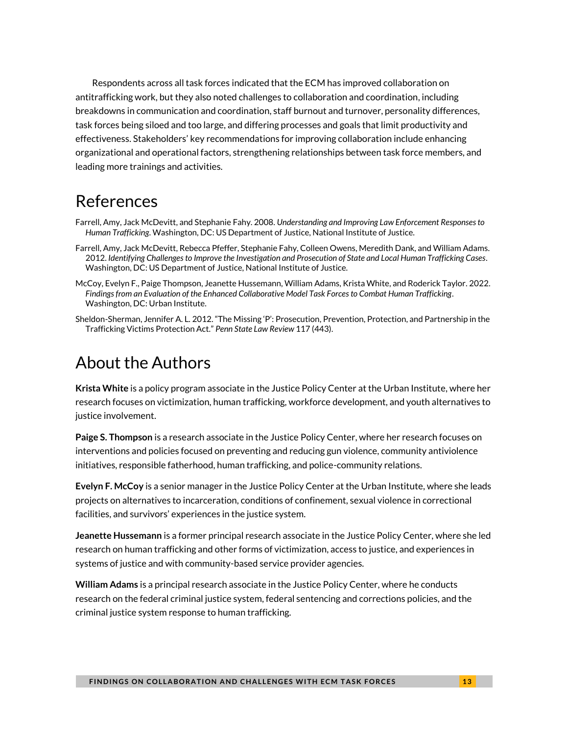Respondents across all task forces indicated that the ECM has improved collaboration on antitrafficking work, but they also noted challenges to collaboration and coordination, including breakdowns in communication and coordination, staff burnout and turnover, personality differences, task forces being siloed and too large, and differing processes and goals that limit productivity and effectiveness. Stakeholders' key recommendations for improving collaboration include enhancing organizational and operational factors, strengthening relationships between task force members, and leading more trainings and activities.

# References

Farrell, Amy, Jack McDevitt, and Stephanie Fahy. 2008. *Understanding and Improving Law Enforcement Responses to Human Trafficking*. Washington, DC: US Department of Justice, National Institute of Justice.

Farrell, Amy, Jack McDevitt, Rebecca Pfeffer, Stephanie Fahy, Colleen Owens, Meredith Dank, and William Adams. 2012. *Identifying Challenges to Improve the Investigation and Prosecution of State and Local Human Trafficking Cases*. Washington, DC: US Department of Justice, National Institute of Justice.

McCoy, Evelyn F., Paige Thompson, Jeanette Hussemann, William Adams, Krista White, and Roderick Taylor. 2022. *Findings from an Evaluation of the Enhanced Collaborative Model Task Forces to Combat Human Trafficking*. Washington, DC: Urban Institute.

Sheldon-Sherman, Jennifer A. L. 2012. "The Missing 'P': Prosecution, Prevention, Protection, and Partnership in the Trafficking Victims Protection Act." *Penn State Law Review* 117 (443).

# About the Authors

**Krista White** is a policy program associate in the Justice Policy Center at the Urban Institute, where her research focuses on victimization, human trafficking, workforce development, and youth alternatives to justice involvement.

**Paige S. Thompson** is a research associate in the Justice Policy Center, where her research focuses on interventions and policies focused on preventing and reducing gun violence, community antiviolence initiatives, responsible fatherhood, human trafficking, and police-community relations.

**Evelyn F. McCoy** is a senior manager in the Justice Policy Center at the Urban Institute, where she leads projects on alternatives to incarceration, conditions of confinement, sexual violence in correctional facilities, and survivors' experiences in the justice system.

**Jeanette Hussemann** is a former principal research associate in the Justice Policy Center, where she led research on human trafficking and other forms of victimization, access to justice, and experiences in systems of justice and with community-based service provider agencies.

**William Adams** is a principal research associate in the Justice Policy Center, where he conducts research on the federal criminal justice system, federal sentencing and corrections policies, and the criminal justice system response to human trafficking.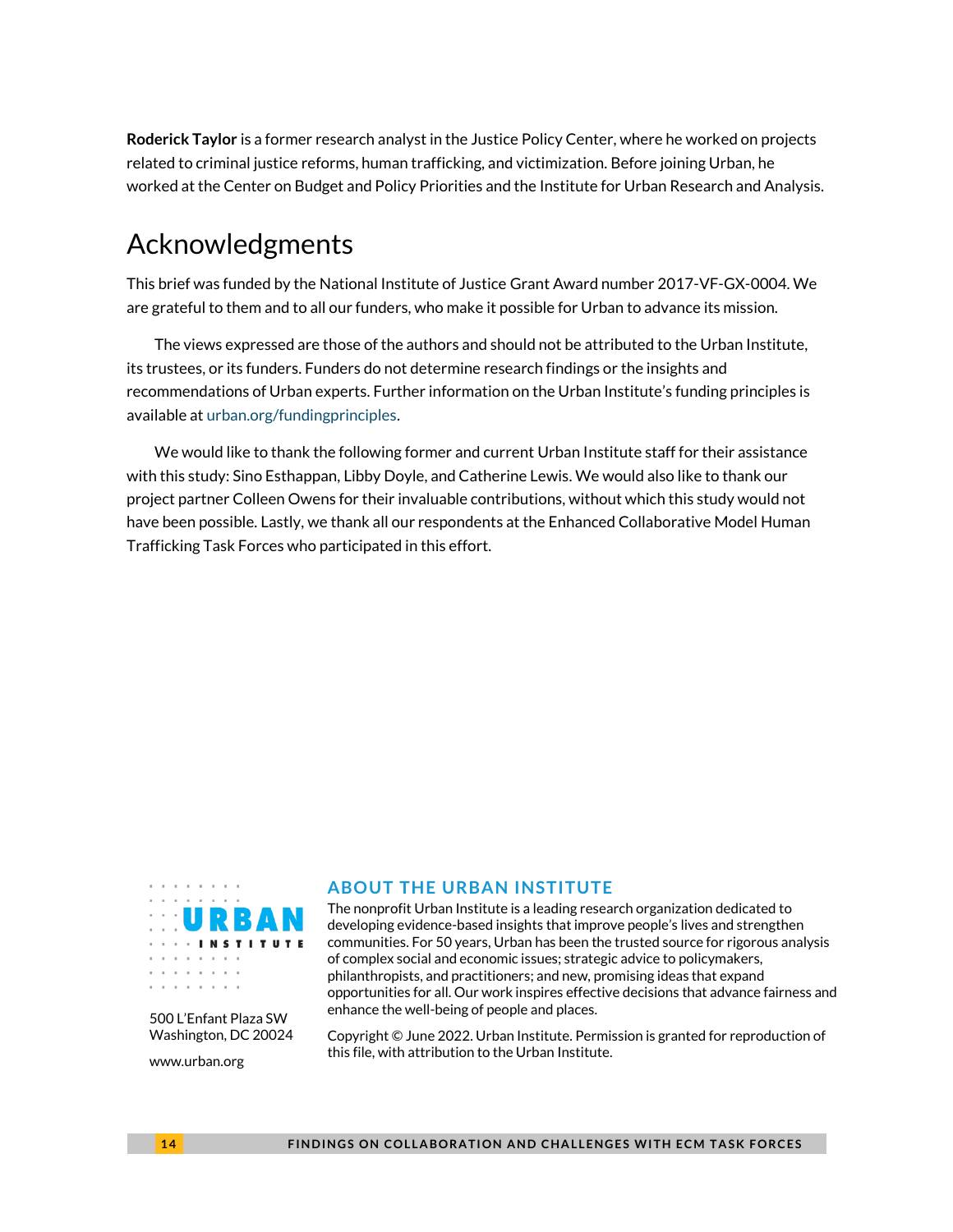**Roderick Taylor** is a former research analyst in the Justice Policy Center, where he worked on projects related to criminal justice reforms, human trafficking, and victimization. Before joining Urban, he worked at the Center on Budget and Policy Priorities and the Institute for Urban Research and Analysis.

# Acknowledgments

This brief was funded by the National Institute of Justice Grant Award number 2017-VF-GX-0004. We are grateful to them and to all our funders, who make it possible for Urban to advance its mission.

The views expressed are those of the authors and should not be attributed to the Urban Institute, its trustees, or its funders. Funders do not determine research findings or the insights and recommendations of Urban experts. Further information on the Urban Institute's funding principles is available at urban.org/fundingprinciples.

We would like to thank the following former and current Urban Institute staff for their assistance with this study: Sino Esthappan, Libby Doyle, and Catherine Lewis. We would also like to thank our project partner Colleen Owens for their invaluable contributions, without which this study would not have been possible. Lastly, we thank all our respondents at the Enhanced Collaborative Model Human Trafficking Task Forces who participated in this effort.

URBAN INSTITUTE

500 L'Enfant Plaza SW
Washington, DC 20024

www.urban.org

## ABOUT THE URBAN INSTITUTE

The nonprofit Urban Institute is a leading research organization dedicated to developing evidence-based insights that improve people's lives and strengthen communities. For 50 years, Urban has been the trusted source for rigorous analysis of complex social and economic issues; strategic advice to policymakers, philanthropists, and practitioners; and new, promising ideas that expand opportunities for all. Our work inspires effective decisions that advance fairness and enhance the well-being of people and places.

Copyright © June 2022. Urban Institute. Permission is granted for reproduction of this file, with attribution to the Urban Institute.